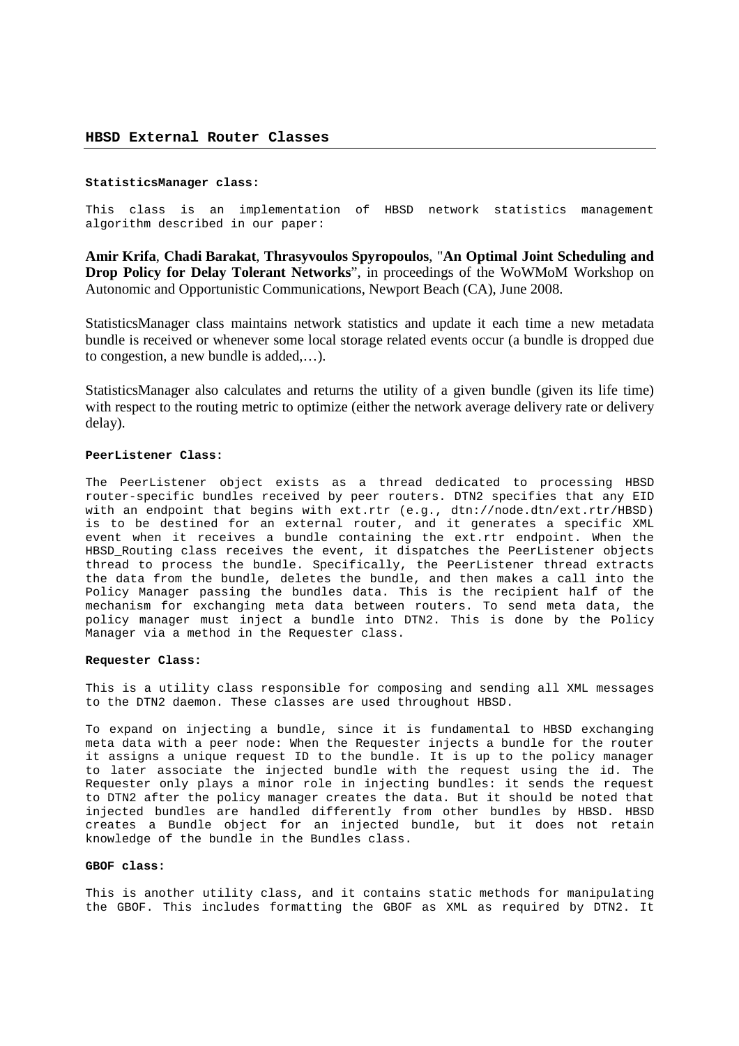## HBSD External Router Classes

**StatisticsManager class:**

This class is an implementation of HBSD network statistics management algorithm described in our paper:

**Amir Krifa**, **Chadi Barakat**, **Thrasyvoulos Spyropoulos**, "**An Optimal Joint Scheduling and Drop Policy for Delay Tolerant Networks**", in proceedings of the WoWMoM Workshop on Autonomic and Opportunistic Communications, Newport Beach (CA), June 2008.

StatisticsManager class maintains network statistics and update it each time a new metadata bundle is received or whenever some local storage related events occur (a bundle is dropped due to congestion, a new bundle is added,…).

StatisticsManager also calculates and returns the utility of a given bundle (given its life time) with respect to the routing metric to optimize (either the network average delivery rate or delivery delay).

**PeerListener Class:**

The PeerListener object exists as a thread dedicated to processing HBSD router-specific bundles received by peer routers. DTN2 specifies that any EID with an endpoint that begins with ext.rtr (e.g., dtn://node.dtn/ext.rtr/HBSD) is to be destined for an external router, and it generates a specific XML event when it receives a bundle containing the ext.rtr endpoint. When the HBSD_Routing class receives the event, it dispatches the PeerListener objects thread to process the bundle. Specifically, the PeerListener thread extracts the data from the bundle, deletes the bundle, and then makes a call into the Policy Manager passing the bundles data. This is the recipient half of the mechanism for exchanging meta data between routers. To send meta data, the policy manager must inject a bundle into DTN2. This is done by the Policy Manager via a method in the Requester class.

**Requester Class:**

This is a utility class responsible for composing and sending all XML messages to the DTN2 daemon. These classes are used throughout HBSD.

To expand on injecting a bundle, since it is fundamental to HBSD exchanging meta data with a peer node: When the Requester injects a bundle for the router it assigns a unique request ID to the bundle. It is up to the policy manager to later associate the injected bundle with the request using the id. The Requester only plays a minor role in injecting bundles: it sends the request to DTN2 after the policy manager creates the data. But it should be noted that injected bundles are handled differently from other bundles by HBSD. HBSD creates a Bundle object for an injected bundle, but it does not retain knowledge of the bundle in the Bundles class.

**GBOF class:**

This is another utility class, and it contains static methods for manipulating the GBOF. This includes formatting the GBOF as XML as required by DTN2. It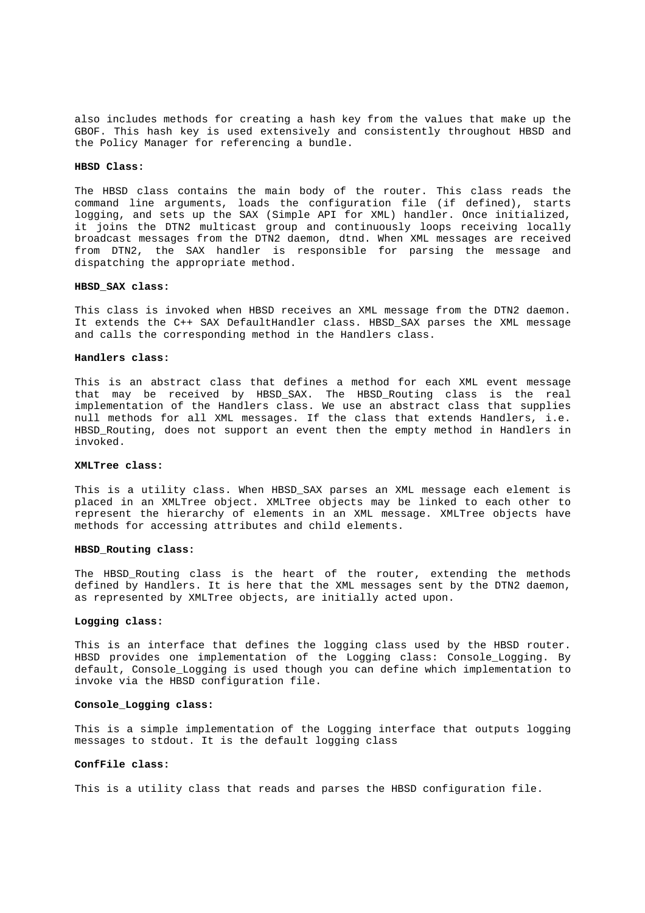also includes methods for creating a hash key from the values that make up the GBOF. This hash key is used extensively and consistently throughout HBSD and the Policy Manager for referencing a bundle.

**HBSD Class:**

The HBSD class contains the main body of the router. This class reads the command line arguments, loads the configuration file (if defined), starts logging, and sets up the SAX (Simple API for XML) handler. Once initialized, it joins the DTN2 multicast group and continuously loops receiving locally broadcast messages from the DTN2 daemon, dtnd. When XML messages are received from DTN2, the SAX handler is responsible for parsing the message and dispatching the appropriate method.

**HBSD_SAX class:**

This class is invoked when HBSD receives an XML message from the DTN2 daemon. It extends the C++ SAX DefaultHandler class. HBSD_SAX parses the XML message and calls the corresponding method in the Handlers class.

**Handlers class:**

This is an abstract class that defines a method for each XML event message that may be received by HBSD_SAX. The HBSD_Routing class is the real implementation of the Handlers class. We use an abstract class that supplies null methods for all XML messages. If the class that extends Handlers, i.e. HBSD_Routing, does not support an event then the empty method in Handlers in invoked.

**XMLTree class:**

This is a utility class. When HBSD_SAX parses an XML message each element is placed in an XMLTree object. XMLTree objects may be linked to each other to represent the hierarchy of elements in an XML message. XMLTree objects have methods for accessing attributes and child elements.

**HBSD_Routing class:**

The HBSD_Routing class is the heart of the router, extending the methods defined by Handlers. It is here that the XML messages sent by the DTN2 daemon, as represented by XMLTree objects, are initially acted upon.

**Logging class:**

This is an interface that defines the logging class used by the HBSD router. HBSD provides one implementation of the Logging class: Console_Logging. By default, Console_Logging is used though you can define which implementation to invoke via the HBSD configuration file.

**Console_Logging class:**

This is a simple implementation of the Logging interface that outputs logging messages to stdout. It is the default logging class

**ConfFile class:**

This is a utility class that reads and parses the HBSD configuration file.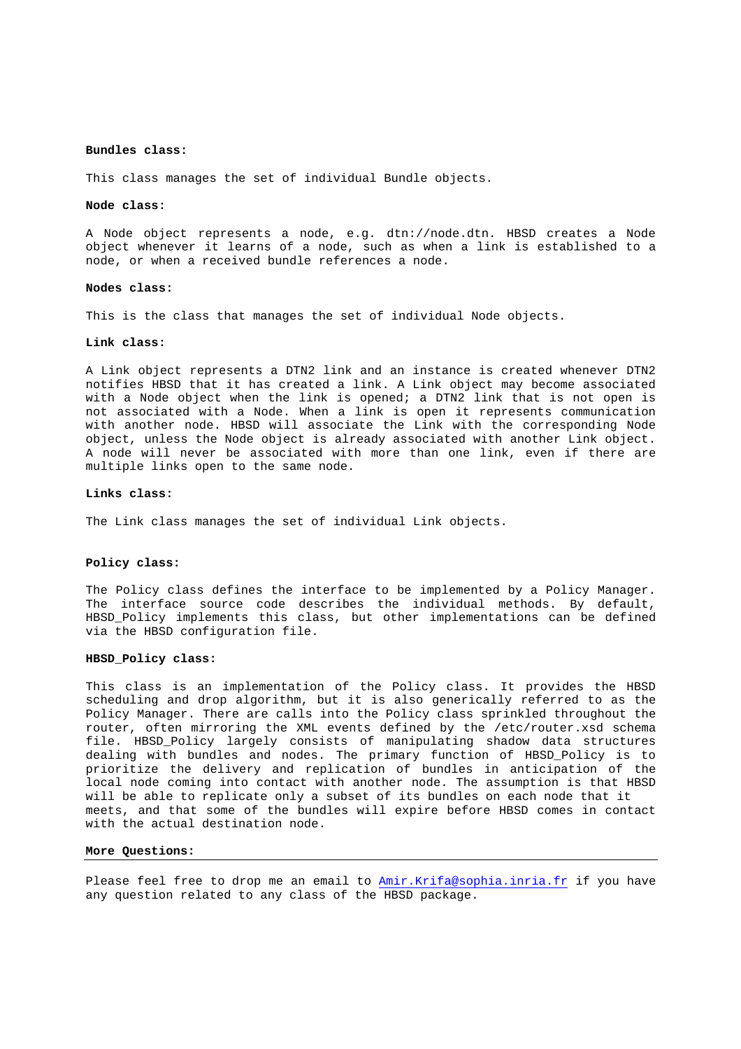**Bundles class:**

This class manages the set of individual Bundle objects.

**Node class:**

A Node object represents a node, e.g. dtn://node.dtn. HBSD creates a Node object whenever it learns of a node, such as when a link is established to a node, or when a received bundle references a node.

**Nodes class:**

This is the class that manages the set of individual Node objects.

**Link class:**

A Link object represents a DTN2 link and an instance is created whenever DTN2 notifies HBSD that it has created a link. A Link object may become associated with a Node object when the link is opened; a DTN2 link that is not open is not associated with a Node. When a link is open it represents communication with another node. HBSD will associate the Link with the corresponding Node object, unless the Node object is already associated with another Link object. A node will never be associated with more than one link, even if there are multiple links open to the same node.

**Links class:**

The Link class manages the set of individual Link objects.

**Policy class:**

The Policy class defines the interface to be implemented by a Policy Manager. The interface source code describes the individual methods. By default, HBSD_Policy implements this class, but other implementations can be defined via the HBSD configuration file.

**HBSD_Policy class:**

This class is an implementation of the Policy class. It provides the HBSD scheduling and drop algorithm, but it is also generically referred to as the Policy Manager. There are calls into the Policy class sprinkled throughout the router, often mirroring the XML events defined by the /etc/router.xsd schema file. HBSD_Policy largely consists of manipulating shadow data structures dealing with bundles and nodes. The primary function of HBSD_Policy is to prioritize the delivery and replication of bundles in anticipation of the local node coming into contact with another node. The assumption is that HBSD will be able to replicate only a subset of its bundles on each node that it meets, and that some of the bundles will expire before HBSD comes in contact with the actual destination node.

**More Questions:**

---

Please feel free to drop me an email to Amir.Krifa@sophia.inria.fr if you have any question related to any class of the HBSD package.